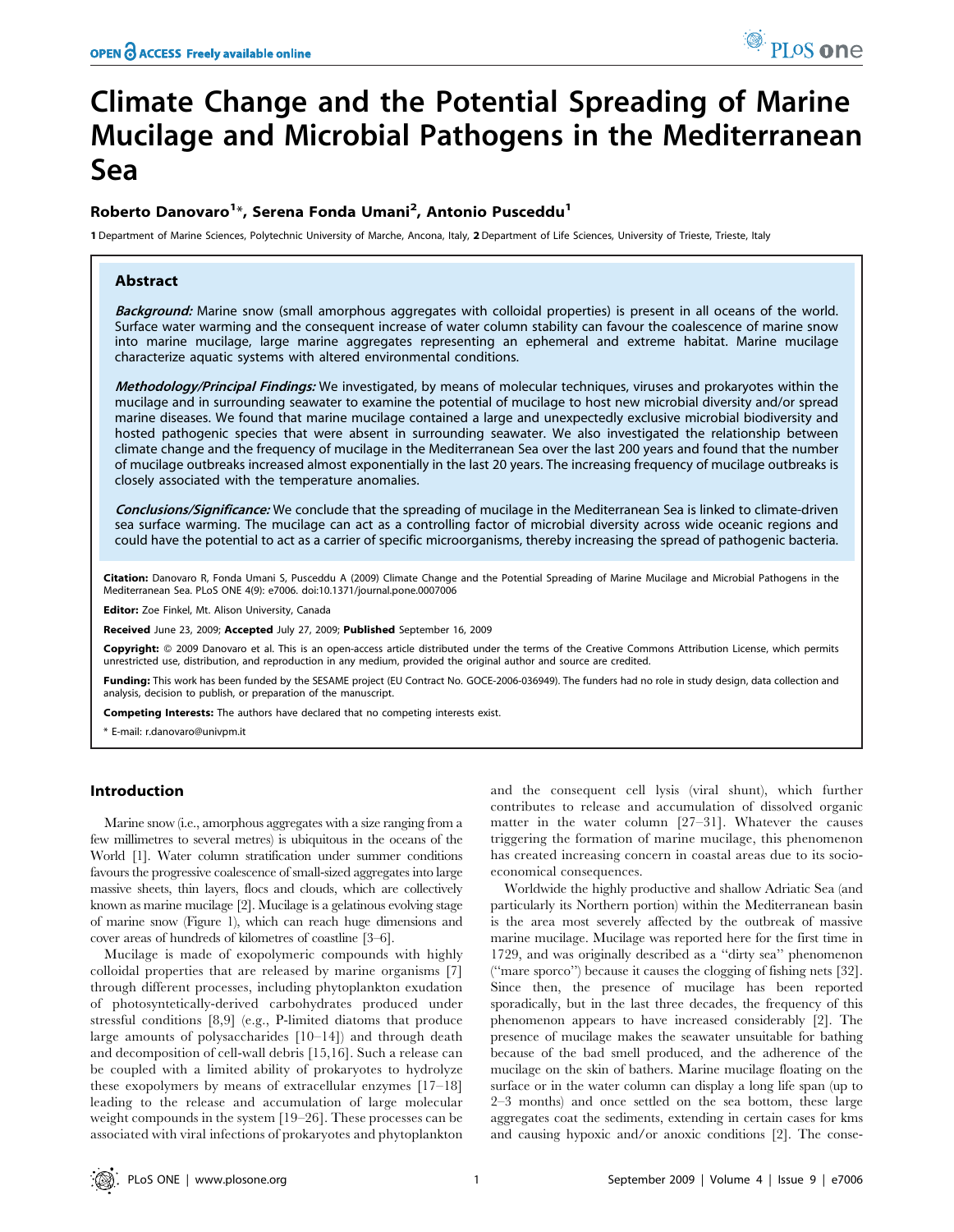# Climate Change and the Potential Spreading of Marine Mucilage and Microbial Pathogens in the Mediterranean Sea

**Roberto Danovaro[1]*, Serena Fonda Umani[2], Antonio Pusceddu[1]**

[1] Department of Marine Sciences, Polytechnic University of Marche, Ancona, Italy, [2] Department of Life Sciences, University of Trieste, Trieste, Italy

## Abstract

***Background:*** Marine snow (small amorphous aggregates with colloidal properties) is present in all oceans of the world. Surface water warming and the consequent increase of water column stability can favour the coalescence of marine snow into marine mucilage, large marine aggregates representing an ephemeral and extreme habitat. Marine mucilage characterize aquatic systems with altered environmental conditions.

***Methodology/Principal Findings:*** We investigated, by means of molecular techniques, viruses and prokaryotes within the mucilage and in surrounding seawater to examine the potential of mucilage to host new microbial diversity and/or spread marine diseases. We found that marine mucilage contained a large and unexpectedly exclusive microbial biodiversity and hosted pathogenic species that were absent in surrounding seawater. We also investigated the relationship between climate change and the frequency of mucilage in the Mediterranean Sea over the last 200 years and found that the number of mucilage outbreaks increased almost exponentially in the last 20 years. The increasing frequency of mucilage outbreaks is closely associated with the temperature anomalies.

***Conclusions/Significance:*** We conclude that the spreading of mucilage in the Mediterranean Sea is linked to climate-driven sea surface warming. The mucilage can act as a controlling factor of microbial diversity across wide oceanic regions and could have the potential to act as a carrier of specific microorganisms, thereby increasing the spread of pathogenic bacteria.

**Citation:** Danovaro R, Fonda Umani S, Pusceddu A (2009) Climate Change and the Potential Spreading of Marine Mucilage and Microbial Pathogens in the Mediterranean Sea. PLoS ONE 4(9): e7006. doi:10.1371/journal.pone.0007006

**Editor:** Zoe Finkel, Mt. Alison University, Canada

**Received** June 23, 2009; **Accepted** July 27, 2009; **Published** September 16, 2009

**Copyright:** © 2009 Danovaro et al. This is an open-access article distributed under the terms of the Creative Commons Attribution License, which permits unrestricted use, distribution, and reproduction in any medium, provided the original author and source are credited.

**Funding:** This work has been funded by the SESAME project (EU Contract No. GOCE-2006-036949). The funders had no role in study design, data collection and analysis, decision to publish, or preparation of the manuscript.

**Competing Interests:** The authors have declared that no competing interests exist.

\* E-mail: r.danovaro@univpm.it

## Introduction

Marine snow (i.e., amorphous aggregates with a size ranging from a few millimetres to several metres) is ubiquitous in the oceans of the World [1]. Water column stratification under summer conditions favours the progressive coalescence of small-sized aggregates into large massive sheets, thin layers, flocs and clouds, which are collectively known as marine mucilage [2]. Mucilage is a gelatinous evolving stage of marine snow (Figure 1), which can reach huge dimensions and cover areas of hundreds of kilometres of coastline [3–6].

Mucilage is made of exopolymeric compounds with highly colloidal properties that are released by marine organisms [7] through different processes, including phytoplankton exudation of photosyntetically-derived carbohydrates produced under stressful conditions [8,9] (e.g., P-limited diatoms that produce large amounts of polysaccharides [10–14]) and through death and decomposition of cell-wall debris [15,16]. Such a release can be coupled with a limited ability of prokaryotes to hydrolyze these exopolymers by means of extracellular enzymes [17–18] leading to the release and accumulation of large molecular weight compounds in the system [19–26]. These processes can be associated with viral infections of prokaryotes and phytoplankton and the consequent cell lysis (viral shunt), which further contributes to release and accumulation of dissolved organic matter in the water column [27–31]. Whatever the causes triggering the formation of marine mucilage, this phenomenon has created increasing concern in coastal areas due to its socio-economical consequences.

Worldwide the highly productive and shallow Adriatic Sea (and particularly its Northern portion) within the Mediterranean basin is the area most severely affected by the outbreak of massive marine mucilage. Mucilage was reported here for the first time in 1729, and was originally described as a ''dirty sea'' phenomenon (''mare sporco'') because it causes the clogging of fishing nets [32]. Since then, the presence of mucilage has been reported sporadically, but in the last three decades, the frequency of this phenomenon appears to have increased considerably [2]. The presence of mucilage makes the seawater unsuitable for bathing because of the bad smell produced, and the adherence of the mucilage on the skin of bathers. Marine mucilage floating on the surface or in the water column can display a long life span (up to 2–3 months) and once settled on the sea bottom, these large aggregates coat the sediments, extending in certain cases for kms and causing hypoxic and/or anoxic conditions [2]. The conse-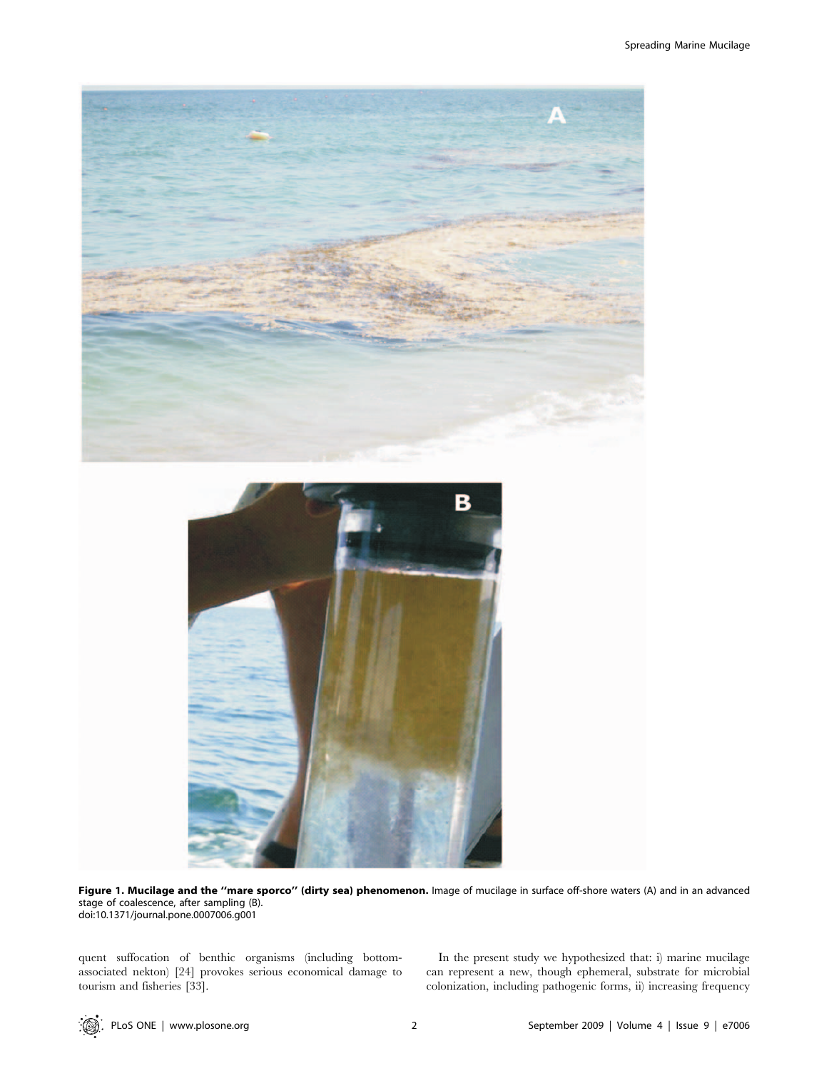**Figure 1. Mucilage and the ''mare sporco'' (dirty sea) phenomenon.** Image of mucilage in surface off-shore waters (A) and in an advanced stage of coalescence, after sampling (B).
doi:10.1371/journal.pone.0007006.g001

quent suffocation of benthic organisms (including bottom-associated nekton) [24] provokes serious economical damage to tourism and fisheries [33].

In the present study we hypothesized that: i) marine mucilage can represent a new, though ephemeral, substrate for microbial colonization, including pathogenic forms, ii) increasing frequency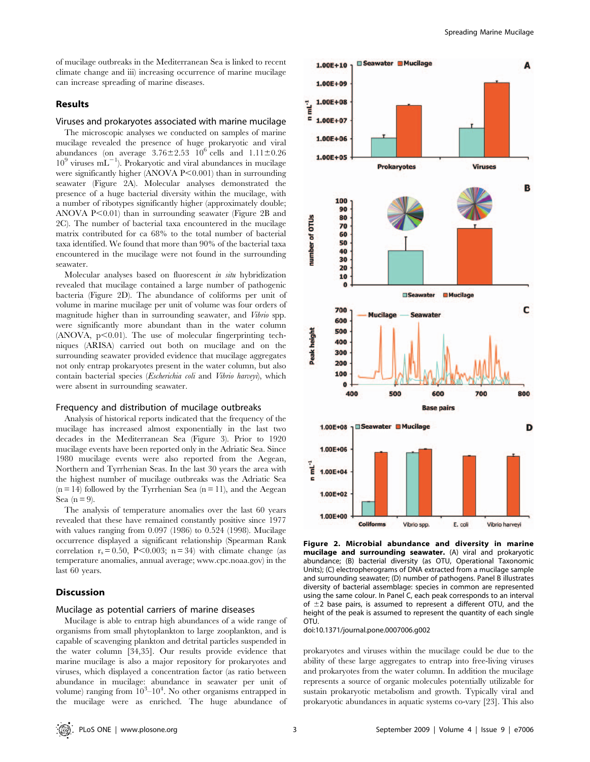of mucilage outbreaks in the Mediterranean Sea is linked to recent climate change and iii) increasing occurrence of marine mucilage can increase spreading of marine diseases.

## Results

### Viruses and prokaryotes associated with marine mucilage

The microscopic analyses we conducted on samples of marine mucilage revealed the presence of huge prokaryotic and viral abundances (on average $3.76 \pm 2.53$ $10^6$ cells and $1.11 \pm 0.26$ $10^9$ viruses $mL^{-1}$). Prokaryotic and viral abundances in mucilage were significantly higher (ANOVA $P < 0.001$) than in surrounding seawater (Figure 2A). Molecular analyses demonstrated the presence of a huge bacterial diversity within the mucilage, with a number of ribotypes significantly higher (approximately double; ANOVA $P < 0.01$) than in surrounding seawater (Figure 2B and 2C). The number of bacterial taxa encountered in the mucilage matrix contributed for ca 68% to the total number of bacterial taxa identified. We found that more than 90% of the bacterial taxa encountered in the mucilage were not found in the surrounding seawater.

Molecular analyses based on fluorescent *in situ* hybridization revealed that mucilage contained a large number of pathogenic bacteria (Figure 2D). The abundance of coliforms per unit of volume in marine mucilage per unit of volume was four orders of magnitude higher than in surrounding seawater, and *Vibrio* spp. were significantly more abundant than in the water column (ANOVA, $p < 0.01$). The use of molecular fingerprinting techniques (ARISA) carried out both on mucilage and on the surrounding seawater provided evidence that mucilage aggregates not only entrap prokaryotes present in the water column, but also contain bacterial species (*Escherichia coli* and *Vibrio harveyi*), which were absent in surrounding seawater.

### Frequency and distribution of mucilage outbreaks

Analysis of historical reports indicated that the frequency of the mucilage has increased almost exponentially in the last two decades in the Mediterranean Sea (Figure 3). Prior to 1920 mucilage events have been reported only in the Adriatic Sea. Since 1980 mucilage events were also reported from the Aegean, Northern and Tyrrhenian Seas. In the last 30 years the area with the highest number of mucilage outbreaks was the Adriatic Sea ($n = 14$) followed by the Tyrrhenian Sea ($n = 11$), and the Aegean Sea ($n = 9$).

The analysis of temperature anomalies over the last 60 years revealed that these have remained constantly positive since 1977 with values ranging from 0.097 (1986) to 0.524 (1998). Mucilage occurrence displayed a significant relationship (Spearman Rank correlation $r_s = 0.50$, $P < 0.003$; $n = 34$) with climate change (as temperature anomalies, annual average; www.cpc.noaa.gov) in the last 60 years.

## Discussion

### Mucilage as potential carriers of marine diseases

Mucilage is able to entrap high abundances of a wide range of organisms from small phytoplankton to large zooplankton, and is capable of scavenging plankton and detrital particles suspended in the water column [34,35]. Our results provide evidence that marine mucilage is also a major repository for prokaryotes and viruses, which displayed a concentration factor (as ratio between abundance in mucilage: abundance in seawater per unit of volume) ranging from $10^3$–$10^4$. No other organisms entrapped in the mucilage were as enriched. The huge abundance of prokaryotes and viruses within the mucilage could be due to the ability of these large aggregates to entrap into free-living viruses and prokaryotes from the water column. In addition the mucilage represents a source of organic molecules potentially utilizable for sustain prokaryotic metabolism and growth. Typically viral and prokaryotic abundances in aquatic systems co-vary [23]. This also

**Figure 2. Microbial abundance and diversity in marine mucilage and surrounding seawater.** (A) viral and prokaryotic abundance; (B) bacterial diversity (as OTU, Operational Taxonomic Units); (C) electropherograms of DNA extracted from a mucilage sample and surrounding seawater; (D) number of pathogens. Panel B illustrates diversity of bacterial assemblage: species in common are represented using the same colour. In Panel C, each peak corresponds to an interval of $\pm 2$ base pairs, is assumed to represent a different OTU, and the height of the peak is assumed to represent the quantity of each single OTU.
doi:10.1371/journal.pone.0007006.g002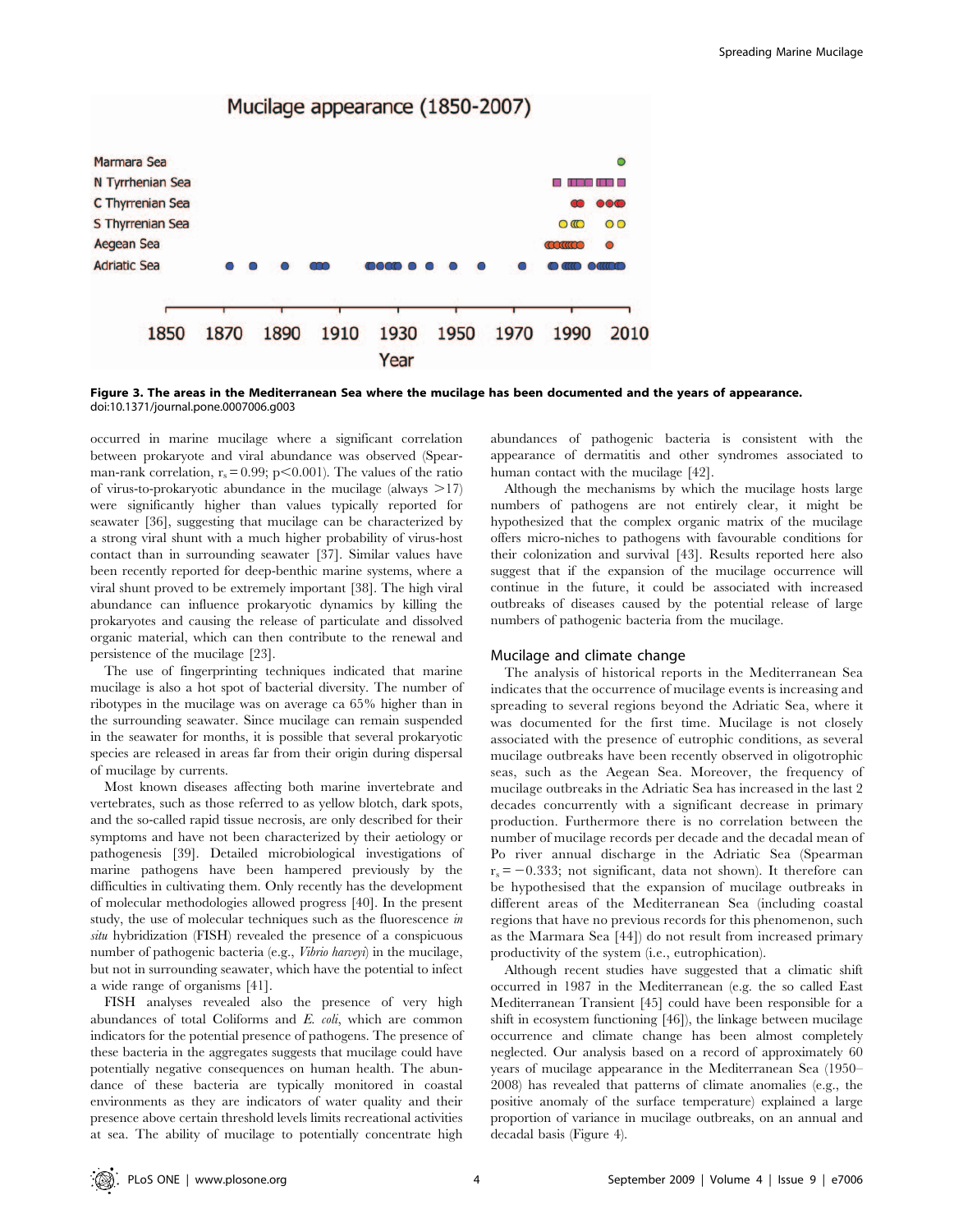**Figure 3. The areas in the Mediterranean Sea where the mucilage has been documented and the years of appearance.**
doi:10.1371/journal.pone.0007006.g003

occurred in marine mucilage where a significant correlation between prokaryote and viral abundance was observed (Spearman-rank correlation, $r_s = 0.99$; $p < 0.001$). The values of the ratio of virus-to-prokaryotic abundance in the mucilage (always >17) were significantly higher than values typically reported for seawater [36], suggesting that mucilage can be characterized by a strong viral shunt with a much higher probability of virus-host contact than in surrounding seawater [37]. Similar values have been recently reported for deep-benthic marine systems, where a viral shunt proved to be extremely important [38]. The high viral abundance can influence prokaryotic dynamics by killing the prokaryotes and causing the release of particulate and dissolved organic material, which can then contribute to the renewal and persistence of the mucilage [23].

The use of fingerprinting techniques indicated that marine mucilage is also a hot spot of bacterial diversity. The number of ribotypes in the mucilage was on average ca 65% higher than in the surrounding seawater. Since mucilage can remain suspended in the seawater for months, it is possible that several prokaryotic species are released in areas far from their origin during dispersal of mucilage by currents.

Most known diseases affecting both marine invertebrate and vertebrates, such as those referred to as yellow blotch, dark spots, and the so-called rapid tissue necrosis, are only described for their symptoms and have not been characterized by their aetiology or pathogenesis [39]. Detailed microbiological investigations of marine pathogens have been hampered previously by the difficulties in cultivating them. Only recently has the development of molecular methodologies allowed progress [40]. In the present study, the use of molecular techniques such as the fluorescence *in situ* hybridization (FISH) revealed the presence of a conspicuous number of pathogenic bacteria (e.g., *Vibrio harveyi*) in the mucilage, but not in surrounding seawater, which have the potential to infect a wide range of organisms [41].

FISH analyses revealed also the presence of very high abundances of total Coliforms and *E. coli*, which are common indicators for the potential presence of pathogens. The presence of these bacteria in the aggregates suggests that mucilage could have potentially negative consequences on human health. The abundance of these bacteria are typically monitored in coastal environments as they are indicators of water quality and their presence above certain threshold levels limits recreational activities at sea. The ability of mucilage to potentially concentrate high abundances of pathogenic bacteria is consistent with the appearance of dermatitis and other syndromes associated to human contact with the mucilage [42].

Although the mechanisms by which the mucilage hosts large numbers of pathogens are not entirely clear, it might be hypothesized that the complex organic matrix of the mucilage offers micro-niches to pathogens with favourable conditions for their colonization and survival [43]. Results reported here also suggest that if the expansion of the mucilage occurrence will continue in the future, it could be associated with increased outbreaks of diseases caused by the potential release of large numbers of pathogenic bacteria from the mucilage.

## Mucilage and climate change

The analysis of historical reports in the Mediterranean Sea indicates that the occurrence of mucilage events is increasing and spreading to several regions beyond the Adriatic Sea, where it was documented for the first time. Mucilage is not closely associated with the presence of eutrophic conditions, as several mucilage outbreaks have been recently observed in oligotrophic seas, such as the Aegean Sea. Moreover, the frequency of mucilage outbreaks in the Adriatic Sea has increased in the last 2 decades concurrently with a significant decrease in primary production. Furthermore there is no correlation between the number of mucilage records per decade and the decadal mean of Po river annual discharge in the Adriatic Sea (Spearman $r_s = -0.333$; not significant, data not shown). It therefore can be hypothesised that the expansion of mucilage outbreaks in different areas of the Mediterranean Sea (including coastal regions that have no previous records for this phenomenon, such as the Marmara Sea [44]) do not result from increased primary productivity of the system (i.e., eutrophication).

Although recent studies have suggested that a climatic shift occurred in 1987 in the Mediterranean (e.g. the so called East Mediterranean Transient [45] could have been responsible for a shift in ecosystem functioning [46]), the linkage between mucilage occurrence and climate change has been almost completely neglected. Our analysis based on a record of approximately 60 years of mucilage appearance in the Mediterranean Sea (1950–2008) has revealed that patterns of climate anomalies (e.g., the positive anomaly of the surface temperature) explained a large proportion of variance in mucilage outbreaks, on an annual and decadal basis (Figure 4).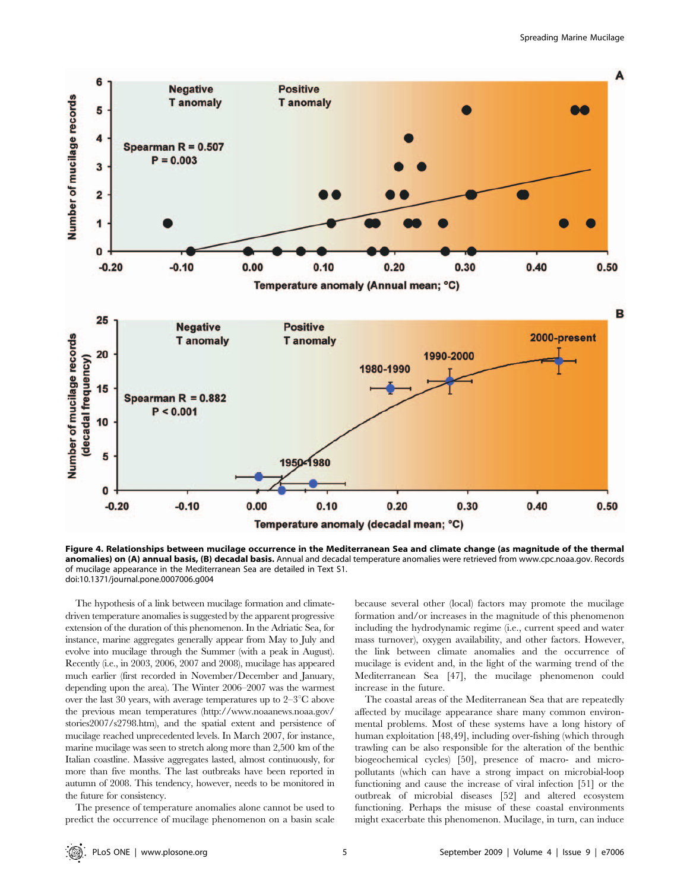**Figure 4. Relationships between mucilage occurrence in the Mediterranean Sea and climate change (as magnitude of the thermal anomalies) on (A) annual basis, (B) decadal basis.** Annual and decadal temperature anomalies were retrieved from www.cpc.noaa.gov. Records of mucilage appearance in the Mediterranean Sea are detailed in Text S1.
doi:10.1371/journal.pone.0007006.g004

The hypothesis of a link between mucilage formation and climate-driven temperature anomalies is suggested by the apparent progressive extension of the duration of this phenomenon. In the Adriatic Sea, for instance, marine aggregates generally appear from May to July and evolve into mucilage through the Summer (with a peak in August). Recently (i.e., in 2003, 2006, 2007 and 2008), mucilage has appeared much earlier (first recorded in November/December and January, depending upon the area). The Winter 2006–2007 was the warmest over the last 30 years, with average temperatures up to 2–3°C above the previous mean temperatures (http://www.noaanews.noaa.gov/stories2007/s2798.htm), and the spatial extent and persistence of mucilage reached unprecedented levels. In March 2007, for instance, marine mucilage was seen to stretch along more than 2,500 km of the Italian coastline. Massive aggregates lasted, almost continuously, for more than five months. The last outbreaks have been reported in autumn of 2008. This tendency, however, needs to be monitored in the future for consistency.

The presence of temperature anomalies alone cannot be used to predict the occurrence of mucilage phenomenon on a basin scale because several other (local) factors may promote the mucilage formation and/or increases in the magnitude of this phenomenon including the hydrodynamic regime (i.e., current speed and water mass turnover), oxygen availability, and other factors. However, the link between climate anomalies and the occurrence of mucilage is evident and, in the light of the warming trend of the Mediterranean Sea [47], the mucilage phenomenon could increase in the future.

The coastal areas of the Mediterranean Sea that are repeatedly affected by mucilage appearance share many common environmental problems. Most of these systems have a long history of human exploitation [48,49], including over-fishing (which through trawling can be also responsible for the alteration of the benthic biogeochemical cycles) [50], presence of macro- and micro-pollutants (which can have a strong impact on microbial-loop functioning and cause the increase of viral infection [51] or the outbreak of microbial diseases [52] and altered ecosystem functioning. Perhaps the misuse of these coastal environments might exacerbate this phenomenon. Mucilage, in turn, can induce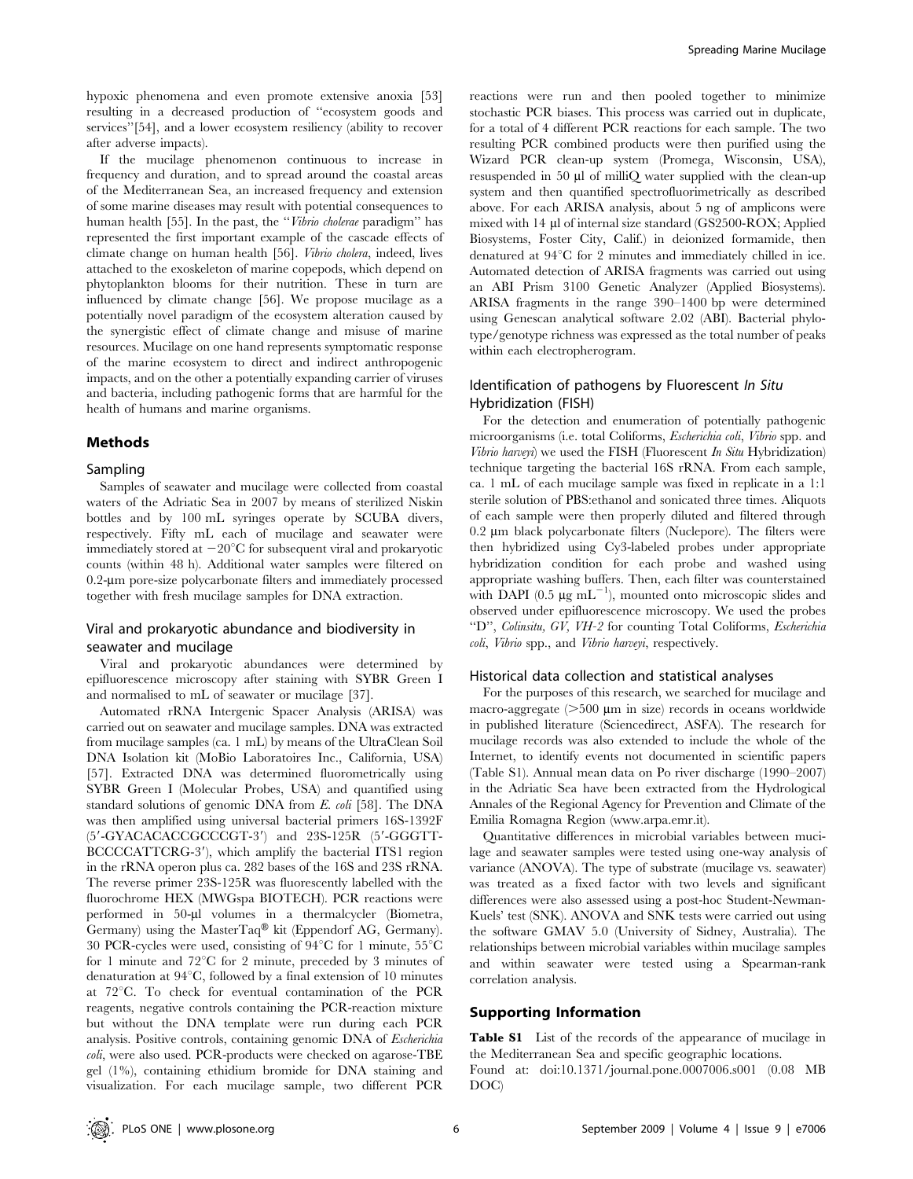hypoxic phenomena and even promote extensive anoxia [53] resulting in a decreased production of "ecosystem goods and services"[54], and a lower ecosystem resiliency (ability to recover after adverse impacts).

If the mucilage phenomenon continuous to increase in frequency and duration, and to spread around the coastal areas of the Mediterranean Sea, an increased frequency and extension of some marine diseases may result with potential consequences to human health [55]. In the past, the "*Vibrio cholerae* paradigm" has represented the first important example of the cascade effects of climate change on human health [56]. *Vibrio cholera*, indeed, lives attached to the exoskeleton of marine copepods, which depend on phytoplankton blooms for their nutrition. These in turn are influenced by climate change [56]. We propose mucilage as a potentially novel paradigm of the ecosystem alteration caused by the synergistic effect of climate change and misuse of marine resources. Mucilage on one hand represents symptomatic response of the marine ecosystem to direct and indirect anthropogenic impacts, and on the other a potentially expanding carrier of viruses and bacteria, including pathogenic forms that are harmful for the health of humans and marine organisms.

## Methods

### Sampling

Samples of seawater and mucilage were collected from coastal waters of the Adriatic Sea in 2007 by means of sterilized Niskin bottles and by 100 mL syringes operate by SCUBA divers, respectively. Fifty mL each of mucilage and seawater were immediately stored at $-20^{\circ}$C for subsequent viral and prokaryotic counts (within 48 h). Additional water samples were filtered on 0.2-µm pore-size polycarbonate filters and immediately processed together with fresh mucilage samples for DNA extraction.

### Viral and prokaryotic abundance and biodiversity in seawater and mucilage

Viral and prokaryotic abundances were determined by epifluorescence microscopy after staining with SYBR Green I and normalised to mL of seawater or mucilage [37].

Automated rRNA Intergenic Spacer Analysis (ARISA) was carried out on seawater and mucilage samples. DNA was extracted from mucilage samples (ca. 1 mL) by means of the UltraClean Soil DNA Isolation kit (MoBio Laboratoires Inc., California, USA) [57]. Extracted DNA was determined fluorometrically using SYBR Green I (Molecular Probes, USA) and quantified using standard solutions of genomic DNA from *E. coli* [58]. The DNA was then amplified using universal bacterial primers 16S-1392F (5′-GYACACACCGCCCGT-3′) and 23S-125R (5′-GGGTT-BCCCCATTCRG-3′), which amplify the bacterial ITS1 region in the rRNA operon plus ca. 282 bases of the 16S and 23S rRNA. The reverse primer 23S-125R was fluorescently labelled with the fluorochrome HEX (MWGspa BIOTECH). PCR reactions were performed in 50-µl volumes in a thermalcycler (Biometra, Germany) using the MasterTaq® kit (Eppendorf AG, Germany). 30 PCR-cycles were used, consisting of 94°C for 1 minute, 55°C for 1 minute and 72°C for 2 minute, preceded by 3 minutes of denaturation at 94°C, followed by a final extension of 10 minutes at 72°C. To check for eventual contamination of the PCR reagents, negative controls containing the PCR-reaction mixture but without the DNA template were run during each PCR analysis. Positive controls, containing genomic DNA of *Escherichia coli*, were also used. PCR-products were checked on agarose-TBE gel (1%), containing ethidium bromide for DNA staining and visualization. For each mucilage sample, two different PCR reactions were run and then pooled together to minimize stochastic PCR biases. This process was carried out in duplicate, for a total of 4 different PCR reactions for each sample. The two resulting PCR combined products were then purified using the Wizard PCR clean-up system (Promega, Wisconsin, USA), resuspended in 50 µl of milliQ water supplied with the clean-up system and then quantified spectrofluorimetrically as described above. For each ARISA analysis, about 5 ng of amplicons were mixed with 14 µl of internal size standard (GS2500-ROX; Applied Biosystems, Foster City, Calif.) in deionized formamide, then denatured at 94°C for 2 minutes and immediately chilled in ice. Automated detection of ARISA fragments was carried out using an ABI Prism 3100 Genetic Analyzer (Applied Biosystems). ARISA fragments in the range 390–1400 bp were determined using Genescan analytical software 2.02 (ABI). Bacterial phylotype/genotype richness was expressed as the total number of peaks within each electropherogram.

### Identification of pathogens by Fluorescent *In Situ* Hybridization (FISH)

For the detection and enumeration of potentially pathogenic microorganisms (i.e. total Coliforms, *Escherichia coli*, *Vibrio* spp. and *Vibrio harveyi*) we used the FISH (Fluorescent *In Situ* Hybridization) technique targeting the bacterial 16S rRNA. From each sample, ca. 1 mL of each mucilage sample was fixed in replicate in a 1:1 sterile solution of PBS:ethanol and sonicated three times. Aliquots of each sample were then properly diluted and filtered through 0.2 µm black polycarbonate filters (Nuclepore). The filters were then hybridized using Cy3-labeled probes under appropriate hybridization condition for each probe and washed using appropriate washing buffers. Then, each filter was counterstained with DAPI (0.5 µg $mL^{-1}$), mounted onto microscopic slides and observed under epifluorescence microscopy. We used the probes "D", *Colinsitu*, *GV*, *VH-2* for counting Total Coliforms, *Escherichia coli*, *Vibrio* spp., and *Vibrio harveyi*, respectively.

### Historical data collection and statistical analyses

For the purposes of this research, we searched for mucilage and macro-aggregate (>500 µm in size) records in oceans worldwide in published literature (Sciencedirect, ASFA). The research for mucilage records was also extended to include the whole of the Internet, to identify events not documented in scientific papers (Table S1). Annual mean data on Po river discharge (1990–2007) in the Adriatic Sea have been extracted from the Hydrological Annales of the Regional Agency for Prevention and Climate of the Emilia Romagna Region (www.arpa.emr.it).

Quantitative differences in microbial variables between mucilage and seawater samples were tested using one-way analysis of variance (ANOVA). The type of substrate (mucilage vs. seawater) was treated as a fixed factor with two levels and significant differences were also assessed using a post-hoc Student-Newman-Kuels' test (SNK). ANOVA and SNK tests were carried out using the software GMAV 5.0 (University of Sidney, Australia). The relationships between microbial variables within mucilage samples and within seawater were tested using a Spearman-rank correlation analysis.

## Supporting Information

**Table S1** List of the records of the appearance of mucilage in the Mediterranean Sea and specific geographic locations.

Found at: doi:10.1371/journal.pone.0007006.s001 (0.08 MB DOC)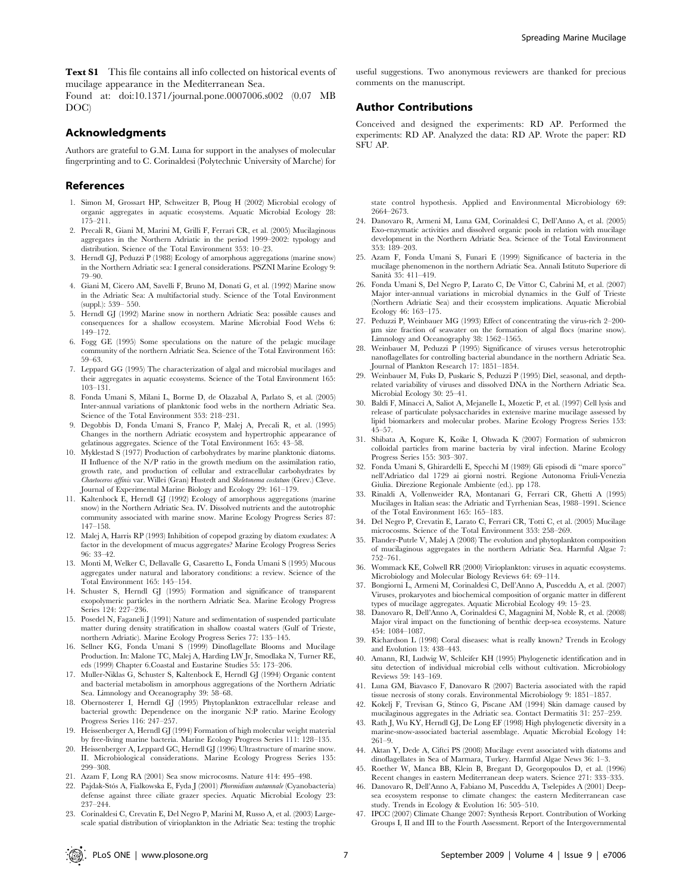**Text S1** This file contains all info collected on historical events of mucilage appearance in the Mediterranean Sea.
Found at: doi:10.1371/journal.pone.0007006.s002 (0.07 MB DOC)

## Acknowledgments

Authors are grateful to G.M. Luna for support in the analyses of molecular fingerprinting and to C. Corinaldesi (Polytechnic University of Marche) for useful suggestions. Two anonymous reviewers are thanked for precious comments on the manuscript.

## Author Contributions

Conceived and designed the experiments: RD AP. Performed the experiments: RD AP. Analyzed the data: RD AP. Wrote the paper: RD SFU AP.

## References

1. Simon M, Grossart HP, Schweitzer B, Ploug H (2002) Microbial ecology of organic aggregates in aquatic ecosystems. Aquatic Microbial Ecology 28: 175–211.
2. Precali R, Giani M, Marini M, Grilli F, Ferrari CR, et al. (2005) Mucilaginous aggregates in the Northern Adriatic in the period 1999–2002: typology and distribution. Science of the Total Environment 353: 10–23.
3. Herndl GJ, Peduzzi P (1988) Ecology of amorphous aggregations (marine snow) in the Northern Adriatic sea: I general considerations. PSZNI Marine Ecology 9: 79–90.
4. Giani M, Cicero AM, Savelli F, Bruno M, Donati G, et al. (1992) Marine snow in the Adriatic Sea: A multifactorial study. Science of the Total Environment (suppl.): 539– 550.
5. Herndl GJ (1992) Marine snow in northern Adriatic Sea: possible causes and consequences for a shallow ecosystem. Marine Microbial Food Webs 6: 149–172.
6. Fogg GE (1995) Some speculations on the nature of the pelagic mucilage community of the northern Adriatic Sea. Science of the Total Environment 165: 59–63.
7. Leppard GG (1995) The characterization of algal and microbial mucilages and their aggregates in aquatic ecosystems. Science of the Total Environment 165: 103–131.
8. Fonda Umani S, Milani L, Borme D, de Olazabal A, Parlato S, et al. (2005) Inter-annual variations of planktonic food webs in the northern Adriatic Sea. Science of the Total Environment 353: 218–231.
9. Degobbis D, Fonda Umani S, Franco P, Malej A, Precali R, et al. (1995) Changes in the northern Adriatic ecosystem and hypertrophic appearance of gelatinous aggregates. Science of the Total Environment 165: 43–58.
10. Myklestad S (1977) Production of carbohydrates by marine planktonic diatoms. II Influence of the N/P ratio in the growth medium on the assimilation ratio, growth rate, and production of cellular and extracellular carbohydrates by *Chaetoceros affinis* var. Willei (Gran) Hustedt and *Skeletonema costatum* (Grev.) Cleve. Journal of Experimental Marine Biology and Ecology 29: 161–179.
11. Kaltenbock E, Herndl GJ (1992) Ecology of amorphous aggregations (marine snow) in the Northern Adriatic Sea. IV. Dissolved nutrients and the autotrophic community associated with marine snow. Marine Ecology Progress Series 87: 147–158.
12. Malej A, Harris RP (1993) Inhibition of copepod grazing by diatom exudates: A factor in the development of mucus aggregates? Marine Ecology Progress Series 96: 33–42.
13. Monti M, Welker C, Dellavalle G, Casaretto L, Fonda Umani S (1995) Mucous aggregates under natural and laboratory conditions: a review. Science of the Total Environment 165: 145–154.
14. Schuster S, Herndl GJ (1995) Formation and significance of transparent exopolymeric particles in the northern Adriatic Sea. Marine Ecology Progress Series 124: 227–236.
15. Posedel N, Faganeli J (1991) Nature and sedimentation of suspended particulate matter during density stratification in shallow coastal waters (Gulf of Trieste, northern Adriatic). Marine Ecology Progress Series 77: 135–145.
16. Sellner KG, Fonda Umani S (1999) Dinoflagellate Blooms and Mucilage Production. In: Malone TC, Malej A, Harding LW Jr, Smodlaka N, Turner RE, eds (1999) Chapter 6.Coastal and Eustarine Studies 55: 173–206.
17. Muller-Niklas G, Schuster S, Kaltenbock E, Herndl GJ (1994) Organic content and bacterial metabolism in amorphous aggregations of the Northern Adriatic Sea. Limnology and Oceanography 39: 58–68.
18. Obernosterer I, Herndl GJ (1995) Phytoplankton extracellular release and bacterial growth: Dependence on the inorganic N:P ratio. Marine Ecology Progress Series 116: 247–257.
19. Heissenberger A, Herndl GJ (1994) Formation of high molecular weight material by free-living marine bacteria. Marine Ecology Progress Series 111: 128–135.
20. Heissenberger A, Leppard GC, Herndl GJ (1996) Ultrastructure of marine snow. II. Microbiological considerations. Marine Ecology Progress Series 135: 299–308.
21. Azam F, Long RA (2001) Sea snow microcosms. Nature 414: 495–498.
22. Pajdak-Stós A, Fialkowska E, Fyda J (2001) *Phormidium autumnale* (Cyanobacteria) defense against three ciliate grazer species. Aquatic Microbial Ecology 23: 237–244.
23. Corinaldesi C, Crevatin E, Del Negro P, Marini M, Russo A, et al. (2003) Large-scale spatial distribution of virioplankton in the Adriatic Sea: testing the trophic state control hypothesis. Applied and Environmental Microbiology 69: 2664–2673.
24. Danovaro R, Armeni M, Luna GM, Corinaldesi C, Dell'Anno A, et al. (2005) Exo-enzymatic activities and dissolved organic pools in relation with mucilage development in the Northern Adriatic Sea. Science of the Total Environment 353: 189–203.
25. Azam F, Fonda Umani S, Funari E (1999) Significance of bacteria in the mucilage phenomenon in the northern Adriatic Sea. Annali Istituto Superiore di Sanità 35: 411–419.
26. Fonda Umani S, Del Negro P, Larato C, De Vittor C, Cabrini M, et al. (2007) Major inter-annual variations in microbial dynamics in the Gulf of Trieste (Northern Adriatic Sea) and their ecosystem implications. Aquatic Microbial Ecology 46: 163–175.
27. Peduzzi P, Weinbauer MG (1993) Effect of concentrating the virus-rich 2–200-µm size fraction of seawater on the formation of algal flocs (marine snow). Limnology and Oceanography 38: 1562–1565.
28. Weinbauer M, Peduzzi P (1995) Significance of viruses versus heterotrophic nanoflagellates for controlling bacterial abundance in the northern Adriatic Sea. Journal of Plankton Research 17: 1851–1854.
29. Weinbauer M, Fuks D, Puskaric S, Peduzzi P (1995) Diel, seasonal, and depth-related variability of viruses and dissolved DNA in the Northern Adriatic Sea. Microbial Ecology 30: 25–41.
30. Baldi F, Minacci A, Saliot A, Mejanelle L, Mozetic P, et al. (1997) Cell lysis and release of particulate polysaccharides in extensive marine mucilage assessed by lipid biomarkers and molecular probes. Marine Ecology Progress Series 153: 45–57.
31. Shibata A, Kogure K, Koike I, Ohwada K (2007) Formation of submicron colloidal particles from marine bacteria by viral infection. Marine Ecology Progress Series 155: 303–307.
32. Fonda Umani S, Ghirardelli E, Specchi M (1989) Gli episodi di "mare sporco" nell'Adriatico dal 1729 ai giorni nostri. Regione Autonoma Friuli-Venezia Giulia. Direzione Regionale Ambiente (ed.). pp 178.
33. Rinaldi A, Vollenweider RA, Montanari G, Ferrari CR, Ghetti A (1995) Mucilages in Italian seas: the Adriatic and Tyrrhenian Seas, 1988–1991. Science of the Total Environment 165: 165–183.
34. Del Negro P, Crevatin E, Larato C, Ferrari CR, Totti C, et al. (2005) Mucilage microcosms. Science of the Total Environment 353: 258–269.
35. Flander-Putrle V, Malej A (2008) The evolution and phytoplankton composition of mucilaginous aggregates in the northern Adriatic Sea. Harmful Algae 7: 752–761.
36. Wommack KE, Colwell RR (2000) Virioplankton: viruses in aquatic ecosystems. Microbiology and Molecular Biology Reviews 64: 69–114.
37. Bongiorni L, Armeni M, Corinaldesi C, Dell'Anno A, Pusceddu A, et al. (2007) Viruses, prokaryotes and biochemical composition of organic matter in different types of mucilage aggregates. Aquatic Microbial Ecology 49: 15–23.
38. Danovaro R, Dell'Anno A, Corinaldesi C, Magagnini M, Noble R, et al. (2008) Major viral impact on the functioning of benthic deep-sea ecosystems. Nature 454: 1084–1087.
39. Richardson L (1998) Coral diseases: what is really known? Trends in Ecology and Evolution 13: 438–443.
40. Amann, RI, Ludwig W, Schleifer KH (1995) Phylogenetic identification and in situ detection of individual microbial cells without cultivation. Microbiology Reviews 59: 143–169.
41. Luna GM, Biavasco F, Danovaro R (2007) Bacteria associated with the rapid tissue necrosis of stony corals. Environmental Microbiology 9: 1851–1857.
42. Kokelj F, Trevisan G, Stinco G, Piscane AM (1994) Skin damage caused by mucilaginous aggregates in the Adriatic sea. Contact Dermatitis 31: 257–259.
43. Rath J, Wu KY, Herndl GJ, De Long EF (1998) High phylogenetic diversity in a marine-snow-associated bacterial assemblage. Aquatic Microbial Ecology 14: 261–9.
44. Aktan Y, Dede A, Ciftci PS (2008) Mucilage event associated with diatoms and dinoflagellates in Sea of Marmara, Turkey. Harmful Algae News 36: 1–3.
45. Roether W, Manca BB, Klein B, Bregant D, Georgopoulos D, et al. (1996) Recent changes in eastern Mediterranean deep waters. Science 271: 333–335.
46. Danovaro R, Dell'Anno A, Fabiano M, Pusceddu A, Tselepides A (2001) Deep-sea ecosystem response to climate changes: the eastern Mediterranean case study. Trends in Ecology & Evolution 16: 505–510.
47. IPCC (2007) Climate Change 2007: Synthesis Report. Contribution of Working Groups I, II and III to the Fourth Assessment. Report of the Intergovernmental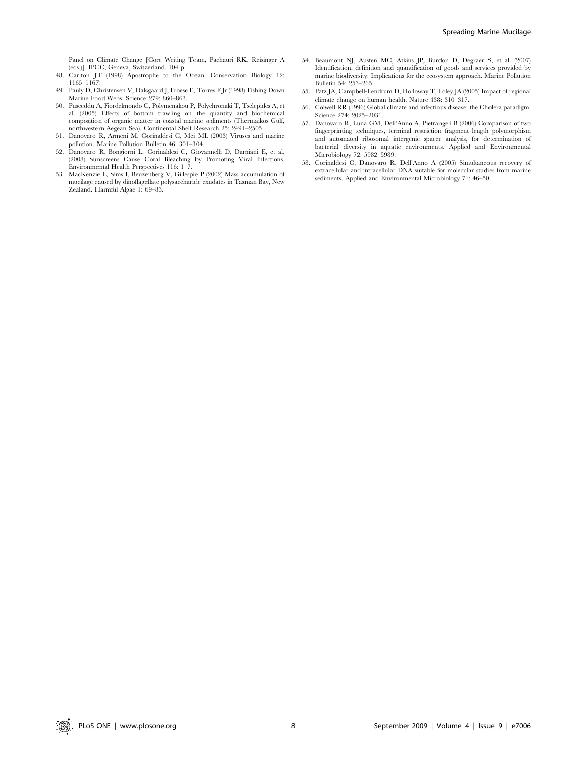Panel on Climate Change [Core Writing Team, Pachauri RK, Reisinger A (eds.)]. IPCC, Geneva, Switzerland. 104 p.

48. Carlton JT (1998) Apostrophe to the Ocean. Conservation Biology 12: 1165–1167.
49. Pauly D, Christensen V, Dalsgaard J, Froese E, Torres F Jr (1998) Fishing Down Marine Food Webs. Science 279: 860–863.
50. Pusceddu A, Fiordelmondo C, Polymenakou P, Polychronaki T, Tselepides A, et al. (2005) Effects of bottom trawling on the quantity and biochemical composition of organic matter in coastal marine sediments (Thermaikos Gulf, northwestern Aegean Sea). Continental Shelf Research 25: 2491–2505.
51. Danovaro R, Armeni M, Corinaldesi C, Mei ML (2003) Viruses and marine pollution. Marine Pollution Bulletin 46: 301–304.
52. Danovaro R, Bongiorni L, Corinaldesi C, Giovannelli D, Damiani E, et al. (2008) Sunscreens Cause Coral Bleaching by Promoting Viral Infections. Environmental Health Perspectives 116: 1–7.
53. MacKenzie L, Sims I, Beuzenberg V, Gillespie P (2002) Mass accumulation of mucilage caused by dinoflagellate polysaccharide exudates in Tasman Bay, New Zealand. Harmful Algae 1: 69–83.
54. Beaumont NJ, Austen MC, Atkins JP, Burdon D, Degraer S, et al. (2007) Identification, definition and quantification of goods and services provided by marine biodiversity: Implications for the ecosystem approach. Marine Pollution Bulletin 54: 253–265.
55. Patz JA, Campbell-Lendrum D, Holloway T, Foley JA (2005) Impact of regional climate change on human health. Nature 438: 310–317.
56. Colwell RR (1996) Global climate and infectious disease: the Cholera paradigm. Science 274: 2025–2031.
57. Danovaro R, Luna GM, Dell'Anno A, Pietrangeli B (2006) Comparison of two fingerprinting techniques, terminal restriction fragment length polymorphism and automated ribosomal intergenic spacer analysis, for determination of bacterial diversity in aquatic environments. Applied and Environmental Microbiology 72: 5982–5989.
58. Corinaldesi C, Danovaro R, Dell'Anno A (2005) Simultaneous recovery of extracellular and intracellular DNA suitable for molecular studies from marine sediments. Applied and Environmental Microbiology 71: 46–50.